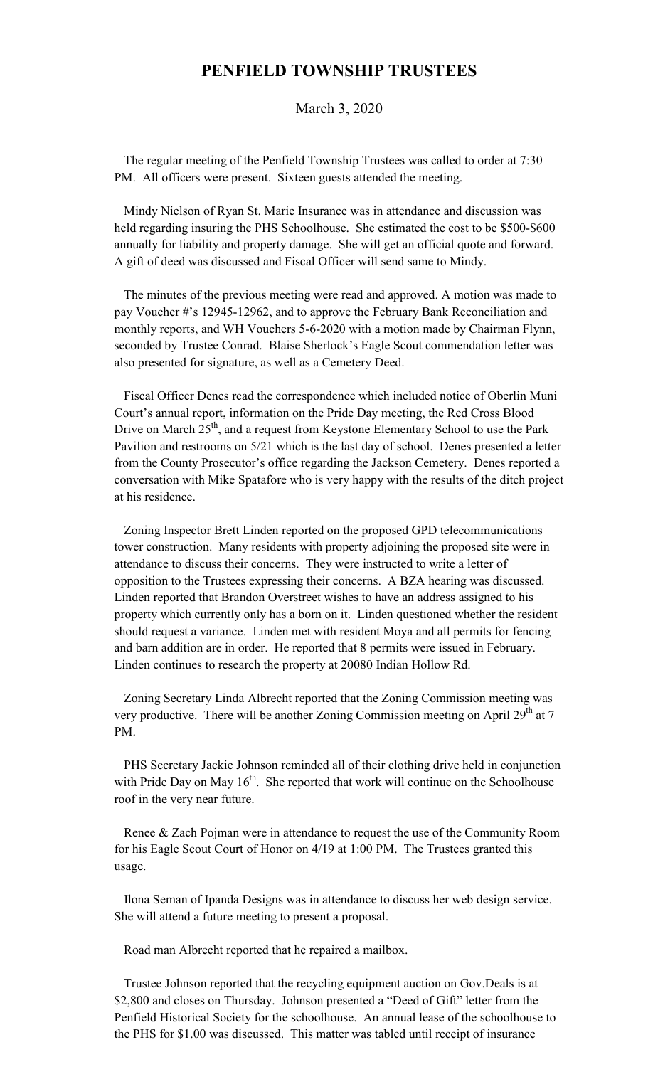# PENFIELD TOWNSHIP TRUSTEES

March 3, 2020

The regular meeting of the Penfield Township Trustees was called to order at 7:30 PM. All officers were present. Sixteen guests attended the meeting.

Mindy Nielson of Ryan St. Marie Insurance was in attendance and discussion was held regarding insuring the PHS Schoolhouse. She estimated the cost to be $500-$600 annually for liability and property damage. She will get an official quote and forward. A gift of deed was discussed and Fiscal Officer will send same to Mindy.

The minutes of the previous meeting were read and approved. A motion was made to pay Voucher #'s 12945-12962, and to approve the February Bank Reconciliation and monthly reports, and WH Vouchers 5-6-2020 with a motion made by Chairman Flynn, seconded by Trustee Conrad. Blaise Sherlock's Eagle Scout commendation letter was also presented for signature, as well as a Cemetery Deed.

Fiscal Officer Denes read the correspondence which included notice of Oberlin Muni Court's annual report, information on the Pride Day meeting, the Red Cross Blood Drive on March 25th, and a request from Keystone Elementary School to use the Park Pavilion and restrooms on 5/21 which is the last day of school. Denes presented a letter from the County Prosecutor's office regarding the Jackson Cemetery. Denes reported a conversation with Mike Spatafore who is very happy with the results of the ditch project at his residence.

Zoning Inspector Brett Linden reported on the proposed GPD telecommunications tower construction. Many residents with property adjoining the proposed site were in attendance to discuss their concerns. They were instructed to write a letter of opposition to the Trustees expressing their concerns. A BZA hearing was discussed. Linden reported that Brandon Overstreet wishes to have an address assigned to his property which currently only has a born on it. Linden questioned whether the resident should request a variance. Linden met with resident Moya and all permits for fencing and barn addition are in order. He reported that 8 permits were issued in February. Linden continues to research the property at 20080 Indian Hollow Rd.

Zoning Secretary Linda Albrecht reported that the Zoning Commission meeting was very productive. There will be another Zoning Commission meeting on April 29th at 7 PM.

PHS Secretary Jackie Johnson reminded all of their clothing drive held in conjunction with Pride Day on May 16th. She reported that work will continue on the Schoolhouse roof in the very near future.

Renee & Zach Pojman were in attendance to request the use of the Community Room for his Eagle Scout Court of Honor on 4/19 at 1:00 PM. The Trustees granted this usage.

Ilona Seman of Ipanda Designs was in attendance to discuss her web design service. She will attend a future meeting to present a proposal.

Road man Albrecht reported that he repaired a mailbox.

Trustee Johnson reported that the recycling equipment auction on Gov.Deals is at $2,800 and closes on Thursday. Johnson presented a "Deed of Gift" letter from the Penfield Historical Society for the schoolhouse. An annual lease of the schoolhouse to the PHS for $1.00 was discussed. This matter was tabled until receipt of insurance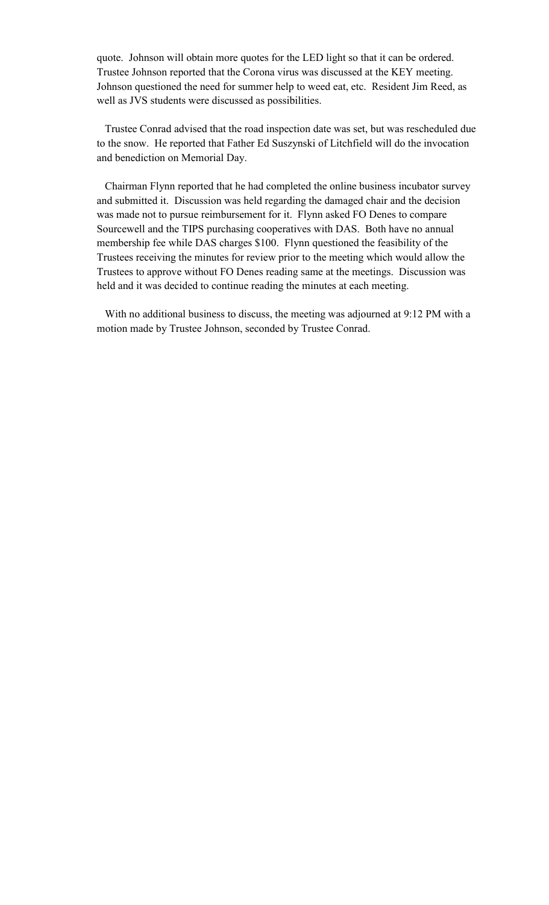quote. Johnson will obtain more quotes for the LED light so that it can be ordered. Trustee Johnson reported that the Corona virus was discussed at the KEY meeting. Johnson questioned the need for summer help to weed eat, etc. Resident Jim Reed, as well as JVS students were discussed as possibilities.

Trustee Conrad advised that the road inspection date was set, but was rescheduled due to the snow. He reported that Father Ed Suszynski of Litchfield will do the invocation and benediction on Memorial Day.

Chairman Flynn reported that he had completed the online business incubator survey and submitted it. Discussion was held regarding the damaged chair and the decision was made not to pursue reimbursement for it. Flynn asked FO Denes to compare Sourcewell and the TIPS purchasing cooperatives with DAS. Both have no annual membership fee while DAS charges $100. Flynn questioned the feasibility of the Trustees receiving the minutes for review prior to the meeting which would allow the Trustees to approve without FO Denes reading same at the meetings. Discussion was held and it was decided to continue reading the minutes at each meeting.

With no additional business to discuss, the meeting was adjourned at 9:12 PM with a motion made by Trustee Johnson, seconded by Trustee Conrad.